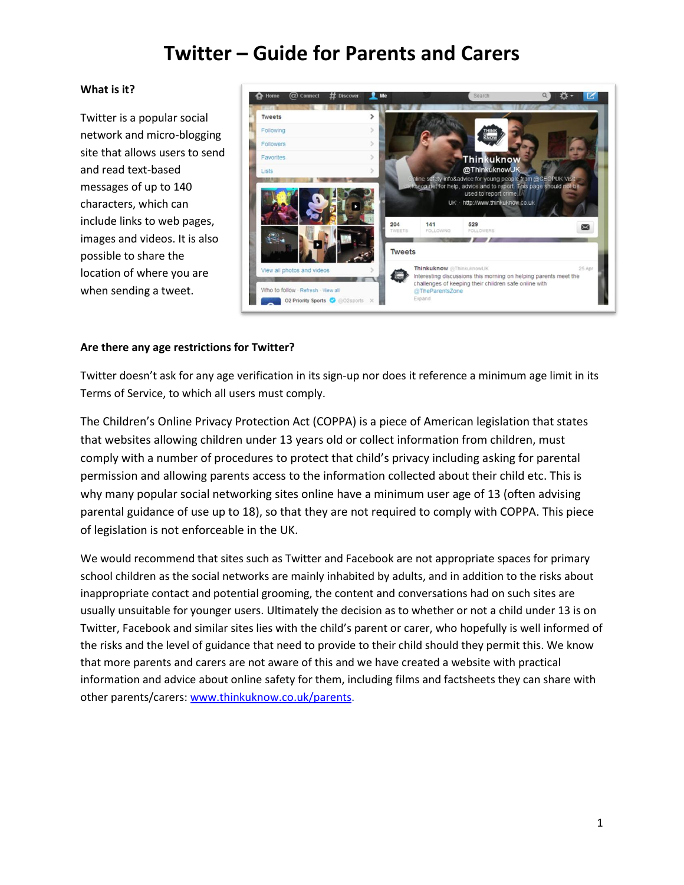# Twitter – Guide for Parents and Carers

**What is it?**

Twitter is a popular social network and micro-blogging site that allows users to send and read text-based messages of up to 140 characters, which can include links to web pages, images and videos. It is also possible to share the location of where you are when sending a tweet.

**Are there any age restrictions for Twitter?**

Twitter doesn't ask for any age verification in its sign-up nor does it reference a minimum age limit in its Terms of Service, to which all users must comply.

The Children's Online Privacy Protection Act (COPPA) is a piece of American legislation that states that websites allowing children under 13 years old or collect information from children, must comply with a number of procedures to protect that child's privacy including asking for parental permission and allowing parents access to the information collected about their child etc. This is why many popular social networking sites online have a minimum user age of 13 (often advising parental guidance of use up to 18), so that they are not required to comply with COPPA. This piece of legislation is not enforceable in the UK.

We would recommend that sites such as Twitter and Facebook are not appropriate spaces for primary school children as the social networks are mainly inhabited by adults, and in addition to the risks about inappropriate contact and potential grooming, the content and conversations had on such sites are usually unsuitable for younger users. Ultimately the decision as to whether or not a child under 13 is on Twitter, Facebook and similar sites lies with the child's parent or carer, who hopefully is well informed of the risks and the level of guidance that need to provide to their child should they permit this. We know that more parents and carers are not aware of this and we have created a website with practical information and advice about online safety for them, including films and factsheets they can share with other parents/carers: [www.thinkuknow.co.uk/parents](www.thinkuknow.co.uk/parents).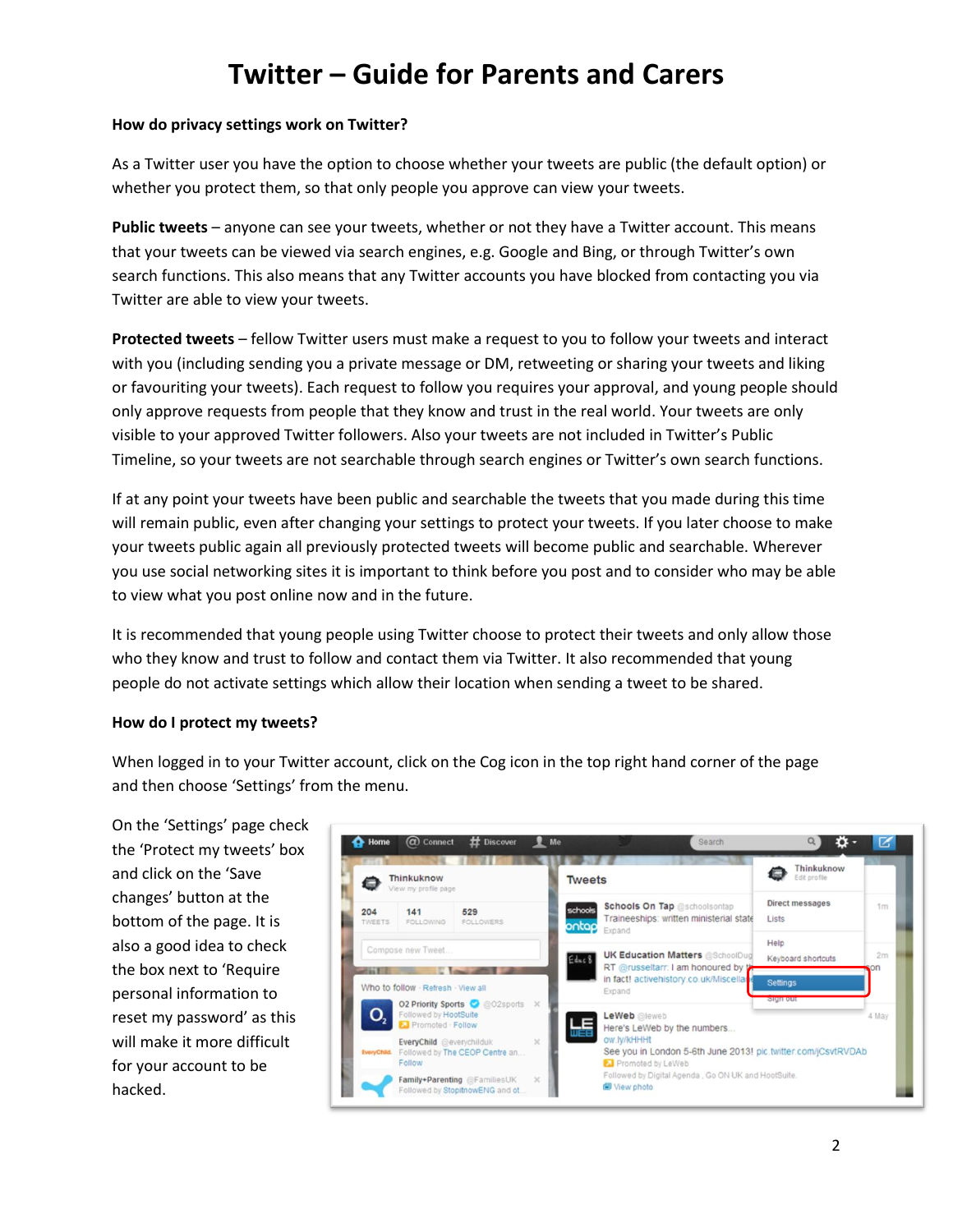# Twitter – Guide for Parents and Carers

**How do privacy settings work on Twitter?**

As a Twitter user you have the option to choose whether your tweets are public (the default option) or whether you protect them, so that only people you approve can view your tweets.

**Public tweets** – anyone can see your tweets, whether or not they have a Twitter account. This means that your tweets can be viewed via search engines, e.g. Google and Bing, or through Twitter's own search functions. This also means that any Twitter accounts you have blocked from contacting you via Twitter are able to view your tweets.

**Protected tweets** – fellow Twitter users must make a request to you to follow your tweets and interact with you (including sending you a private message or DM, retweeting or sharing your tweets and liking or favouriting your tweets). Each request to follow you requires your approval, and young people should only approve requests from people that they know and trust in the real world. Your tweets are only visible to your approved Twitter followers. Also your tweets are not included in Twitter's Public Timeline, so your tweets are not searchable through search engines or Twitter's own search functions.

If at any point your tweets have been public and searchable the tweets that you made during this time will remain public, even after changing your settings to protect your tweets. If you later choose to make your tweets public again all previously protected tweets will become public and searchable. Wherever you use social networking sites it is important to think before you post and to consider who may be able to view what you post online now and in the future.

It is recommended that young people using Twitter choose to protect their tweets and only allow those who they know and trust to follow and contact them via Twitter. It also recommended that young people do not activate settings which allow their location when sending a tweet to be shared.

**How do I protect my tweets?**

When logged in to your Twitter account, click on the Cog icon in the top right hand corner of the page and then choose 'Settings' from the menu.

On the 'Settings' page check the 'Protect my tweets' box and click on the 'Save changes' button at the bottom of the page. It is also a good idea to check the box next to 'Require personal information to reset my password' as this will make it more difficult for your account to be hacked.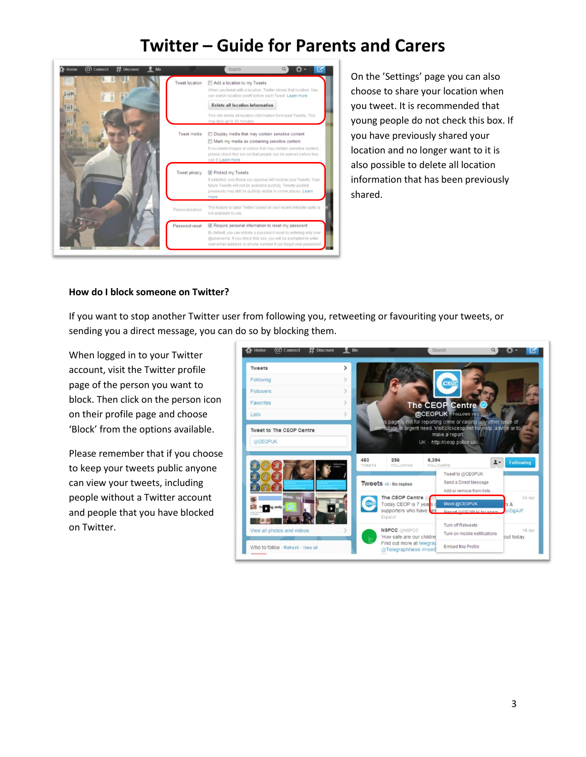# Twitter – Guide for Parents and Carers

On the 'Settings' page you can also choose to share your location when you tweet. It is recommended that young people do not check this box. If you have previously shared your location and no longer want to it is also possible to delete all location information that has been previously shared.

**How do I block someone on Twitter?**

If you want to stop another Twitter user from following you, retweeting or favouriting your tweets, or sending you a direct message, you can do so by blocking them.

When logged in to your Twitter account, visit the Twitter profile page of the person you want to block. Then click on the person icon on their profile page and choose 'Block' from the options available.

Please remember that if you choose to keep your tweets public anyone can view your tweets, including people without a Twitter account and people that you have blocked on Twitter.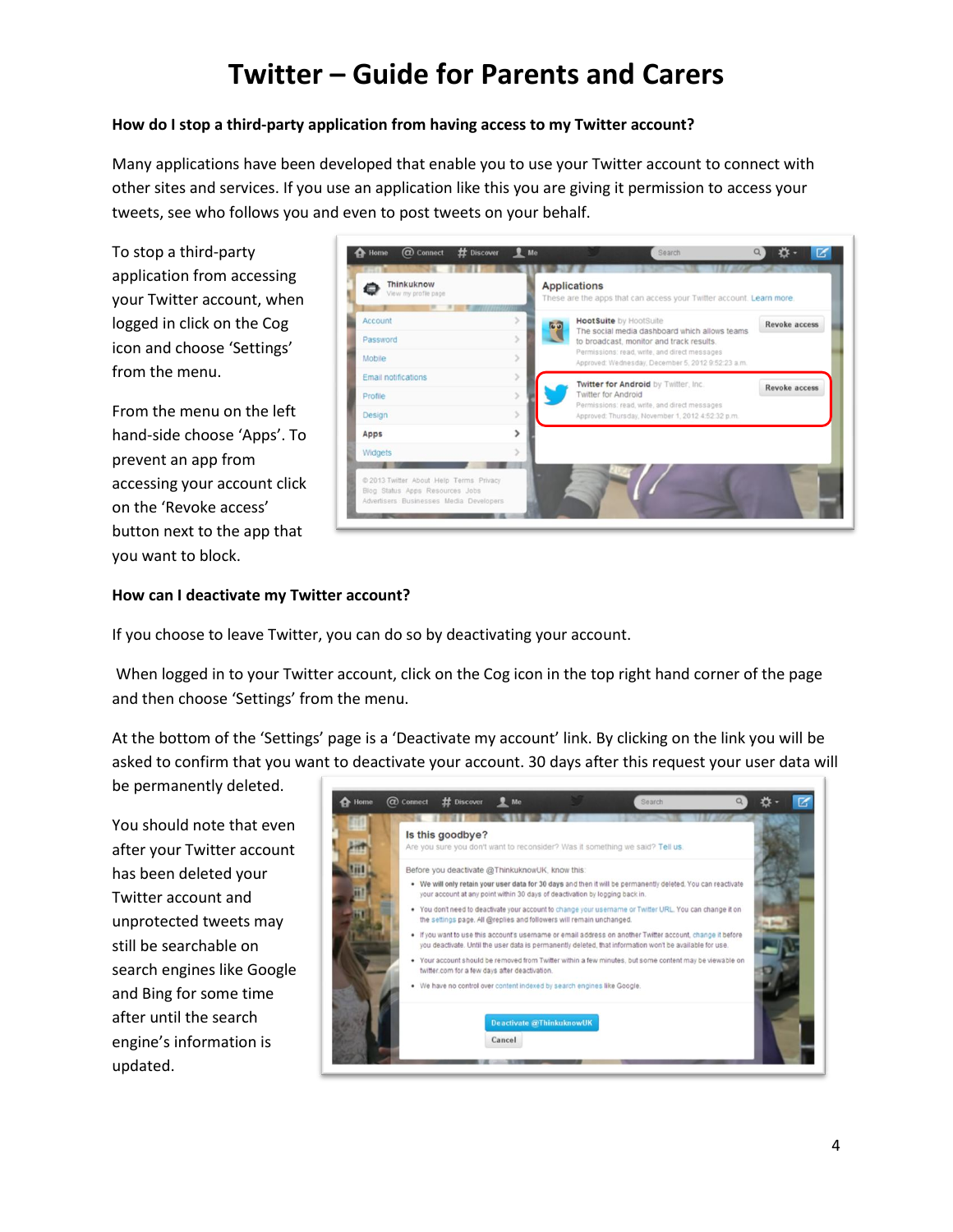# Twitter – Guide for Parents and Carers

**How do I stop a third-party application from having access to my Twitter account?**

Many applications have been developed that enable you to use your Twitter account to connect with other sites and services. If you use an application like this you are giving it permission to access your tweets, see who follows you and even to post tweets on your behalf.

To stop a third-party application from accessing your Twitter account, when logged in click on the Cog icon and choose 'Settings' from the menu.

From the menu on the left hand-side choose 'Apps'. To prevent an app from accessing your account click on the 'Revoke access' button next to the app that you want to block.

**How can I deactivate my Twitter account?**

If you choose to leave Twitter, you can do so by deactivating your account.

When logged in to your Twitter account, click on the Cog icon in the top right hand corner of the page and then choose 'Settings' from the menu.

At the bottom of the 'Settings' page is a 'Deactivate my account' link. By clicking on the link you will be asked to confirm that you want to deactivate your account. 30 days after this request your user data will be permanently deleted.

You should note that even after your Twitter account has been deleted your Twitter account and unprotected tweets may still be searchable on search engines like Google and Bing for some time after until the search engine's information is updated.